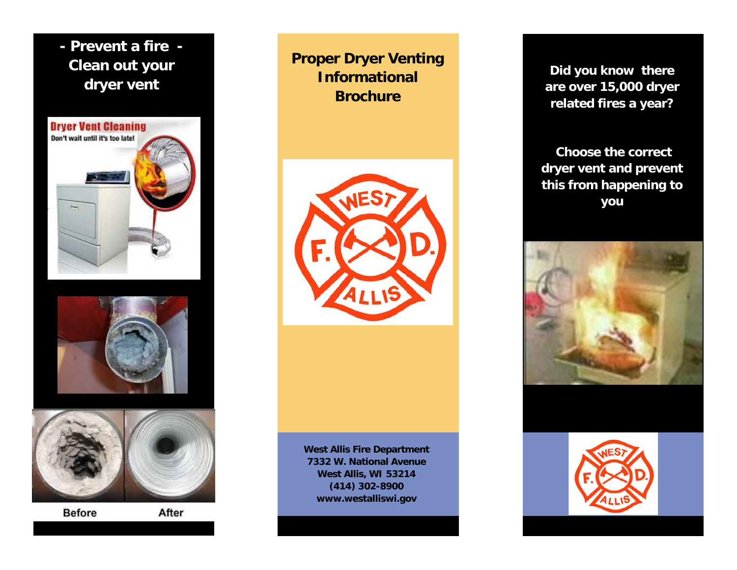# - Prevent a fire -
# Clean out your dryer vent

Dryer Vent Cleaning

Don't wait until it's too late!

Before

After

# Proper Dryer Venting Informational Brochure

**West Allis Fire Department**
**7332 W. National Avenue**
**West Allis, WI 53214**
**(414) 302-8900**
**www.westalliswi.gov**

**Did you know there are over 15,000 dryer related fires a year?**

**Choose the correct dryer vent and prevent this from happening to you**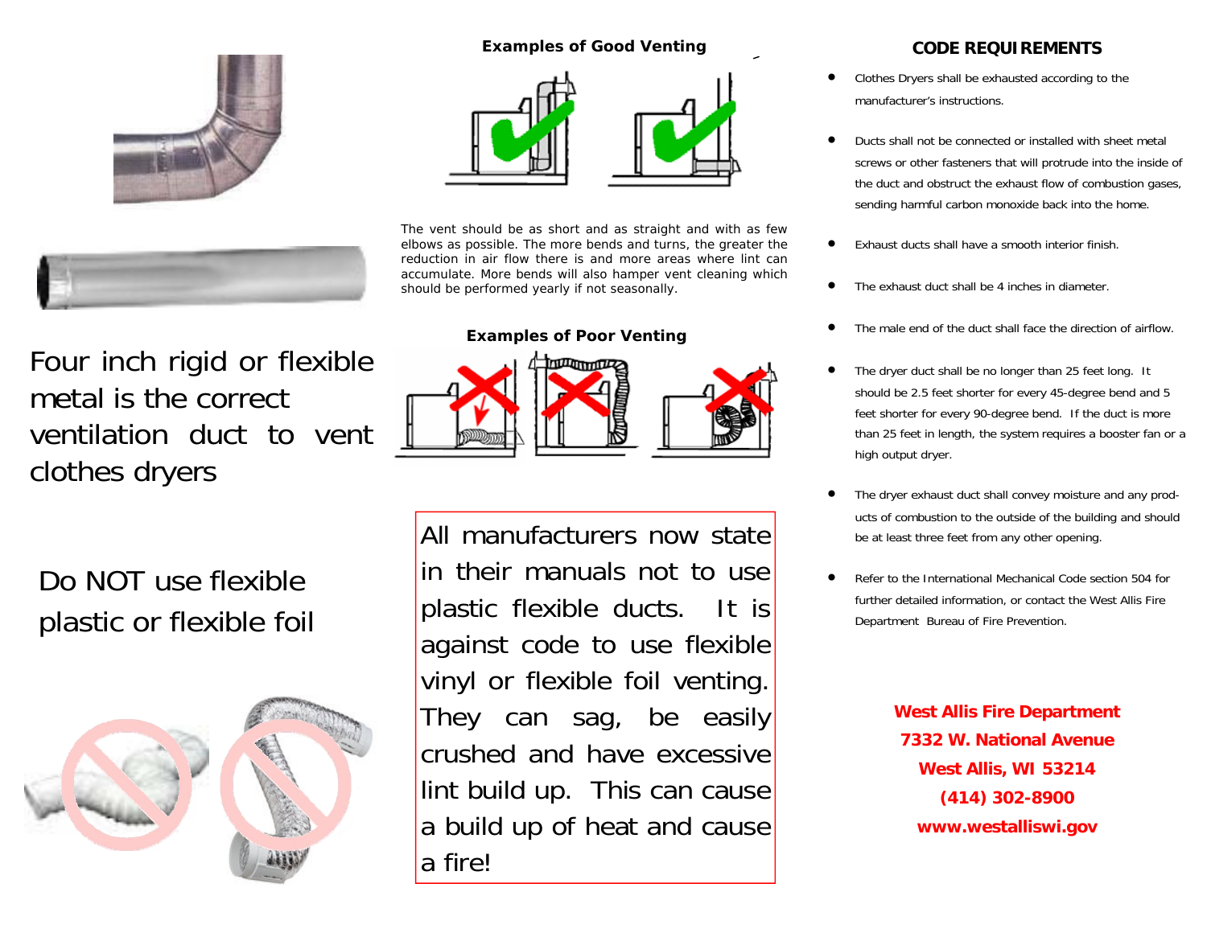Four inch rigid or flexible metal is the correct ventilation duct to vent clothes dryers

Do NOT use flexible plastic or flexible foil

## Examples of Good Venting

The vent should be as short and as straight and with as few elbows as possible. The more bends and turns, the greater the reduction in air flow there is and more areas where lint can accumulate. More bends will also hamper vent cleaning which should be performed yearly if not seasonally.

## Examples of Poor Venting

All manufacturers now state in their manuals not to use plastic flexible ducts. It is against code to use flexible vinyl or flexible foil venting. They can sag, be easily crushed and have excessive lint build up. This can cause a build up of heat and cause a fire!

## CODE REQUIREMENTS

- Clothes Dryers shall be exhausted according to the manufacturer's instructions.
- Ducts shall not be connected or installed with sheet metal screws or other fasteners that will protrude into the inside of the duct and obstruct the exhaust flow of combustion gases, sending harmful carbon monoxide back into the home.
- Exhaust ducts shall have a smooth interior finish.
- The exhaust duct shall be 4 inches in diameter.
- The male end of the duct shall face the direction of airflow.
- The dryer duct shall be no longer than 25 feet long. It should be 2.5 feet shorter for every 45-degree bend and 5 feet shorter for every 90-degree bend. If the duct is more than 25 feet in length, the system requires a booster fan or a high output dryer.
- The dryer exhaust duct shall convey moisture and any products of combustion to the outside of the building and should be at least three feet from any other opening.
- Refer to the International Mechanical Code section 504 for further detailed information, or contact the West Allis Fire Department Bureau of Fire Prevention.

**West Allis Fire Department**
**7332 W. National Avenue**
**West Allis, WI 53214**
**(414) 302-8900**
**www.westalliswi.gov**